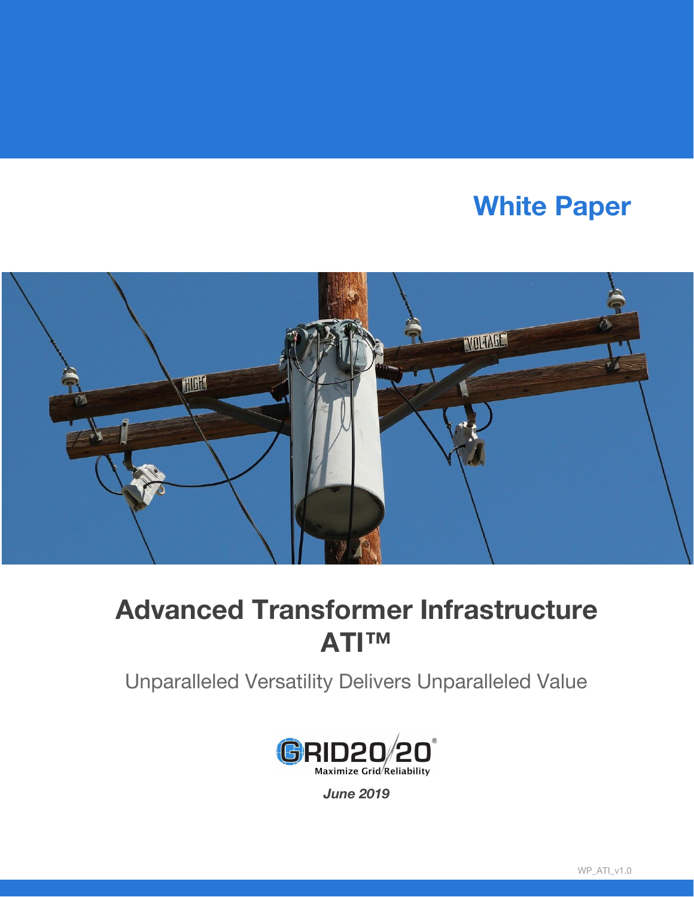White Paper

# Advanced Transformer Infrastructure ATI™

Unparalleled Versatility Delivers Unparalleled Value

GRID20/20®
Maximize Grid Reliability

*June 2019*

WP_ATI_v1.0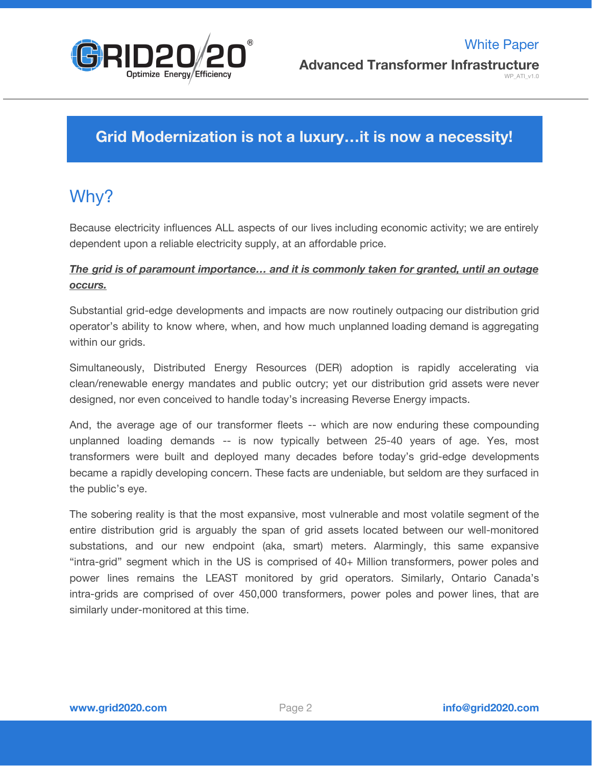## Grid Modernization is not a luxury…it is now a necessity!

## Why?

Because electricity influences ALL aspects of our lives including economic activity; we are entirely dependent upon a reliable electricity supply, at an affordable price.

***The grid is of paramount importance… and it is commonly taken for granted, until an outage occurs.***

Substantial grid-edge developments and impacts are now routinely outpacing our distribution grid operator's ability to know where, when, and how much unplanned loading demand is aggregating within our grids.

Simultaneously, Distributed Energy Resources (DER) adoption is rapidly accelerating via clean/renewable energy mandates and public outcry; yet our distribution grid assets were never designed, nor even conceived to handle today's increasing Reverse Energy impacts.

And, the average age of our transformer fleets -- which are now enduring these compounding unplanned loading demands -- is now typically between 25-40 years of age. Yes, most transformers were built and deployed many decades before today's grid-edge developments became a rapidly developing concern. These facts are undeniable, but seldom are they surfaced in the public's eye.

The sobering reality is that the most expansive, most vulnerable and most volatile segment of the entire distribution grid is arguably the span of grid assets located between our well-monitored substations, and our new endpoint (aka, smart) meters. Alarmingly, this same expansive "intra-grid" segment which in the US is comprised of 40+ Million transformers, power poles and power lines remains the LEAST monitored by grid operators. Similarly, Ontario Canada's intra-grids are comprised of over 450,000 transformers, power poles and power lines, that are similarly under-monitored at this time.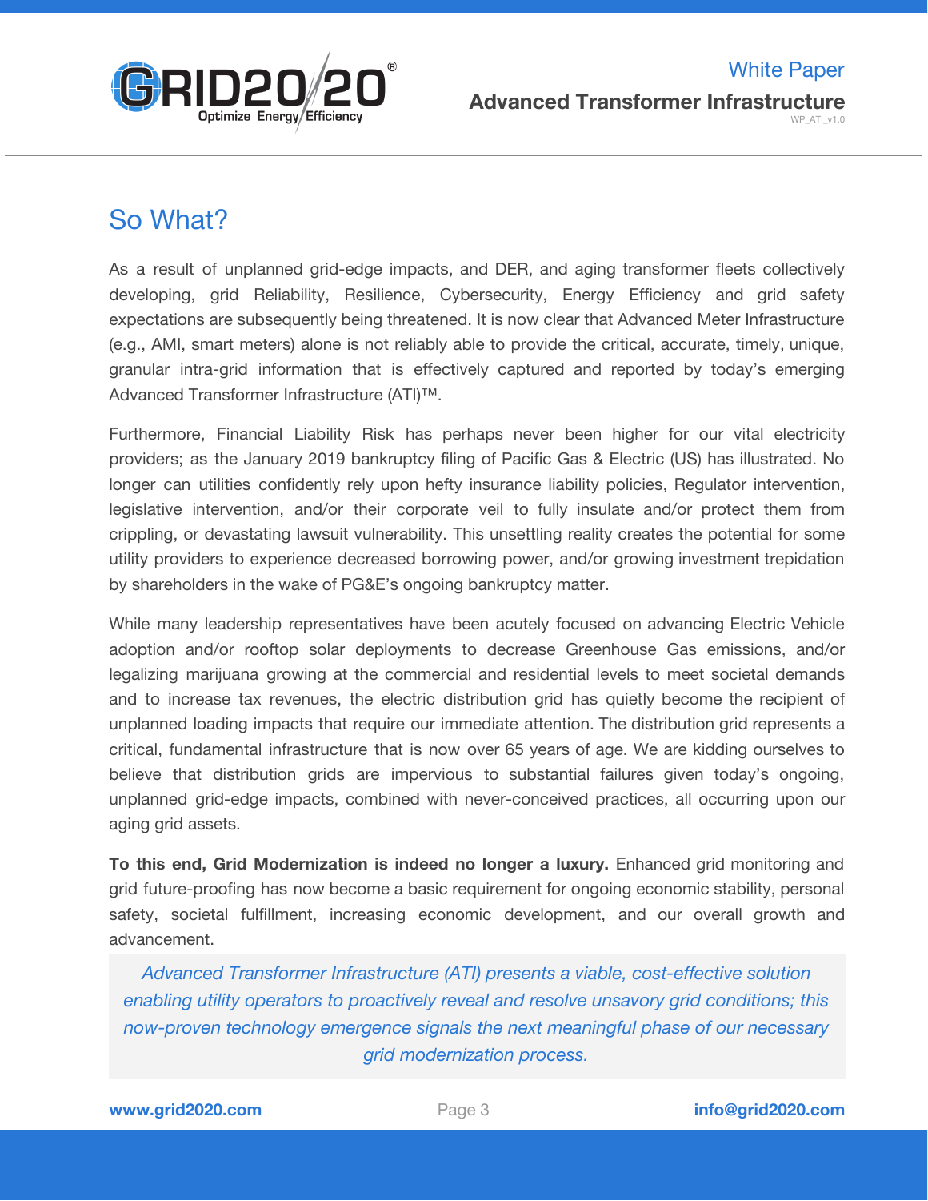## So What?

As a result of unplanned grid-edge impacts, and DER, and aging transformer fleets collectively developing, grid Reliability, Resilience, Cybersecurity, Energy Efficiency and grid safety expectations are subsequently being threatened. It is now clear that Advanced Meter Infrastructure (e.g., AMI, smart meters) alone is not reliably able to provide the critical, accurate, timely, unique, granular intra-grid information that is effectively captured and reported by today's emerging Advanced Transformer Infrastructure (ATI)™.

Furthermore, Financial Liability Risk has perhaps never been higher for our vital electricity providers; as the January 2019 bankruptcy filing of Pacific Gas & Electric (US) has illustrated. No longer can utilities confidently rely upon hefty insurance liability policies, Regulator intervention, legislative intervention, and/or their corporate veil to fully insulate and/or protect them from crippling, or devastating lawsuit vulnerability. This unsettling reality creates the potential for some utility providers to experience decreased borrowing power, and/or growing investment trepidation by shareholders in the wake of PG&E's ongoing bankruptcy matter.

While many leadership representatives have been acutely focused on advancing Electric Vehicle adoption and/or rooftop solar deployments to decrease Greenhouse Gas emissions, and/or legalizing marijuana growing at the commercial and residential levels to meet societal demands and to increase tax revenues, the electric distribution grid has quietly become the recipient of unplanned loading impacts that require our immediate attention. The distribution grid represents a critical, fundamental infrastructure that is now over 65 years of age. We are kidding ourselves to believe that distribution grids are impervious to substantial failures given today's ongoing, unplanned grid-edge impacts, combined with never-conceived practices, all occurring upon our aging grid assets.

**To this end, Grid Modernization is indeed no longer a luxury.** Enhanced grid monitoring and grid future-proofing has now become a basic requirement for ongoing economic stability, personal safety, societal fulfillment, increasing economic development, and our overall growth and advancement.

> *Advanced Transformer Infrastructure (ATI) presents a viable, cost-effective solution enabling utility operators to proactively reveal and resolve unsavory grid conditions; this now-proven technology emergence signals the next meaningful phase of our necessary grid modernization process.*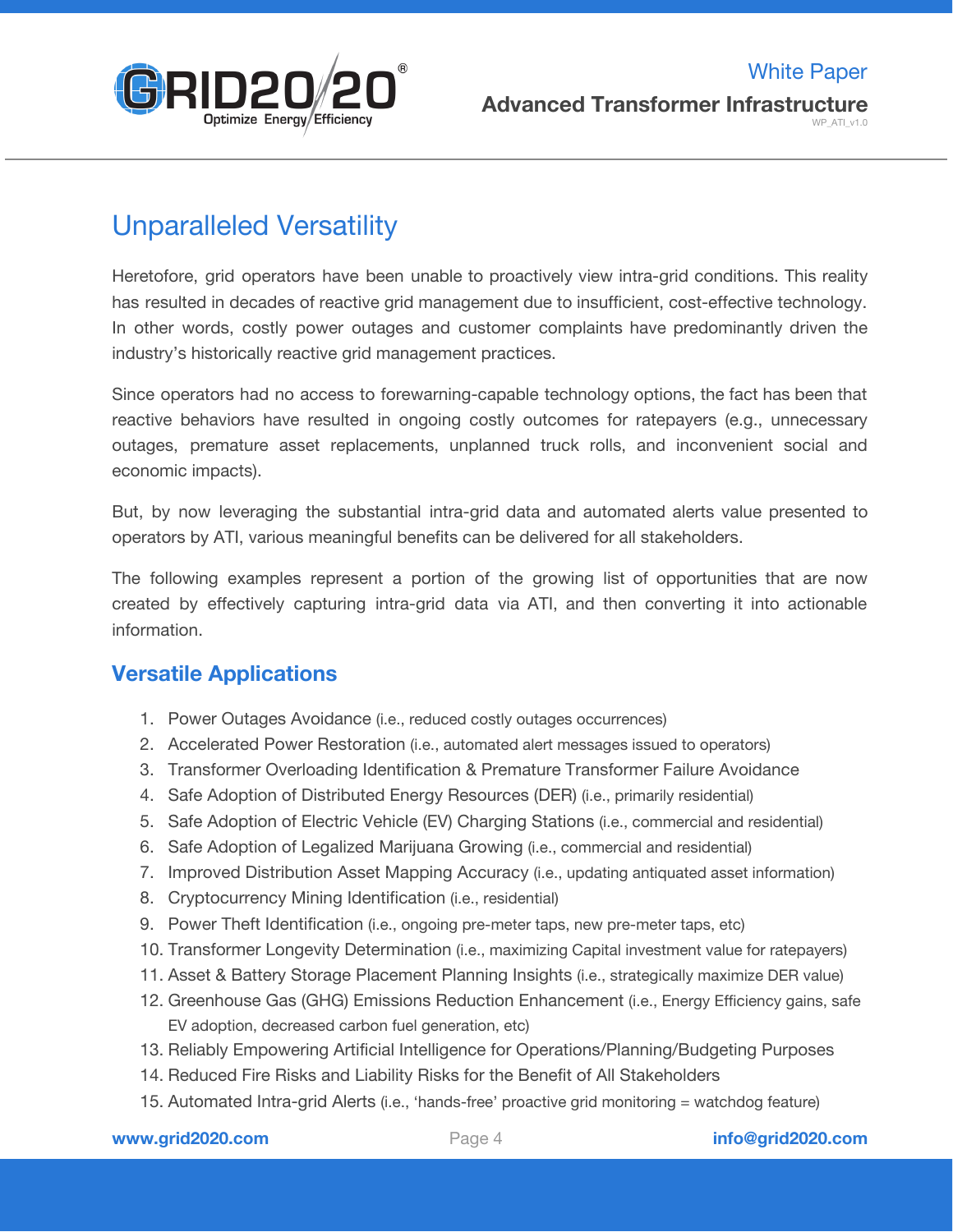# Unparalleled Versatility

Heretofore, grid operators have been unable to proactively view intra-grid conditions. This reality has resulted in decades of reactive grid management due to insufficient, cost-effective technology. In other words, costly power outages and customer complaints have predominantly driven the industry's historically reactive grid management practices.

Since operators had no access to forewarning-capable technology options, the fact has been that reactive behaviors have resulted in ongoing costly outcomes for ratepayers (e.g., unnecessary outages, premature asset replacements, unplanned truck rolls, and inconvenient social and economic impacts).

But, by now leveraging the substantial intra-grid data and automated alerts value presented to operators by ATI, various meaningful benefits can be delivered for all stakeholders.

The following examples represent a portion of the growing list of opportunities that are now created by effectively capturing intra-grid data via ATI, and then converting it into actionable information.

## Versatile Applications

1. Power Outages Avoidance (i.e., reduced costly outages occurrences)
2. Accelerated Power Restoration (i.e., automated alert messages issued to operators)
3. Transformer Overloading Identification & Premature Transformer Failure Avoidance
4. Safe Adoption of Distributed Energy Resources (DER) (i.e., primarily residential)
5. Safe Adoption of Electric Vehicle (EV) Charging Stations (i.e., commercial and residential)
6. Safe Adoption of Legalized Marijuana Growing (i.e., commercial and residential)
7. Improved Distribution Asset Mapping Accuracy (i.e., updating antiquated asset information)
8. Cryptocurrency Mining Identification (i.e., residential)
9. Power Theft Identification (i.e., ongoing pre-meter taps, new pre-meter taps, etc)
10. Transformer Longevity Determination (i.e., maximizing Capital investment value for ratepayers)
11. Asset & Battery Storage Placement Planning Insights (i.e., strategically maximize DER value)
12. Greenhouse Gas (GHG) Emissions Reduction Enhancement (i.e., Energy Efficiency gains, safe EV adoption, decreased carbon fuel generation, etc)
13. Reliably Empowering Artificial Intelligence for Operations/Planning/Budgeting Purposes
14. Reduced Fire Risks and Liability Risks for the Benefit of All Stakeholders
15. Automated Intra-grid Alerts (i.e., 'hands-free' proactive grid monitoring = watchdog feature)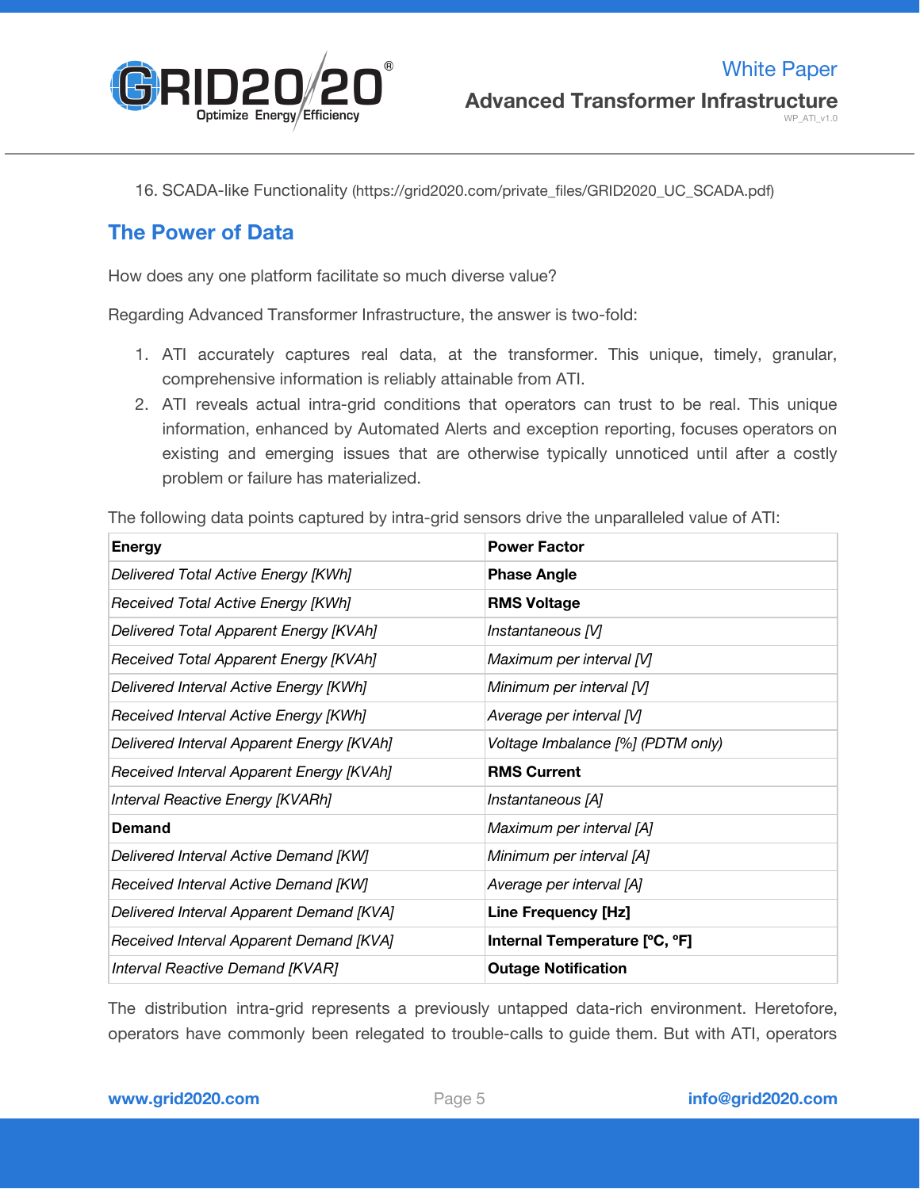16. SCADA-like Functionality (https://grid2020.com/private_files/GRID2020_UC_SCADA.pdf)

## The Power of Data

How does any one platform facilitate so much diverse value?

Regarding Advanced Transformer Infrastructure, the answer is two-fold:

1. ATI accurately captures real data, at the transformer. This unique, timely, granular, comprehensive information is reliably attainable from ATI.
2. ATI reveals actual intra-grid conditions that operators can trust to be real. This unique information, enhanced by Automated Alerts and exception reporting, focuses operators on existing and emerging issues that are otherwise typically unnoticed until after a costly problem or failure has materialized.

The following data points captured by intra-grid sensors drive the unparalleled value of ATI:

| **Energy** | **Power Factor** |
|---|---|
| *Delivered Total Active Energy [KWh]* | **Phase Angle** |
| *Received Total Active Energy [KWh]* | **RMS Voltage** |
| *Delivered Total Apparent Energy [KVAh]* | *Instantaneous [V]* |
| *Received Total Apparent Energy [KVAh]* | *Maximum per interval [V]* |
| *Delivered Interval Active Energy [KWh]* | *Minimum per interval [V]* |
| *Received Interval Active Energy [KWh]* | *Average per interval [V]* |
| *Delivered Interval Apparent Energy [KVAh]* | *Voltage Imbalance [%] (PDTM only)* |
| *Received Interval Apparent Energy [KVAh]* | **RMS Current** |
| *Interval Reactive Energy [KVARh]* | *Instantaneous [A]* |
| **Demand** | *Maximum per interval [A]* |
| *Delivered Interval Active Demand [KW]* | *Minimum per interval [A]* |
| *Received Interval Active Demand [KW]* | *Average per interval [A]* |
| *Delivered Interval Apparent Demand [KVA]* | **Line Frequency [Hz]** |
| *Received Interval Apparent Demand [KVA]* | **Internal Temperature [°C, °F]** |
| *Interval Reactive Demand [KVAR]* | **Outage Notification** |

The distribution intra-grid represents a previously untapped data-rich environment. Heretofore, operators have commonly been relegated to trouble-calls to guide them. But with ATI, operators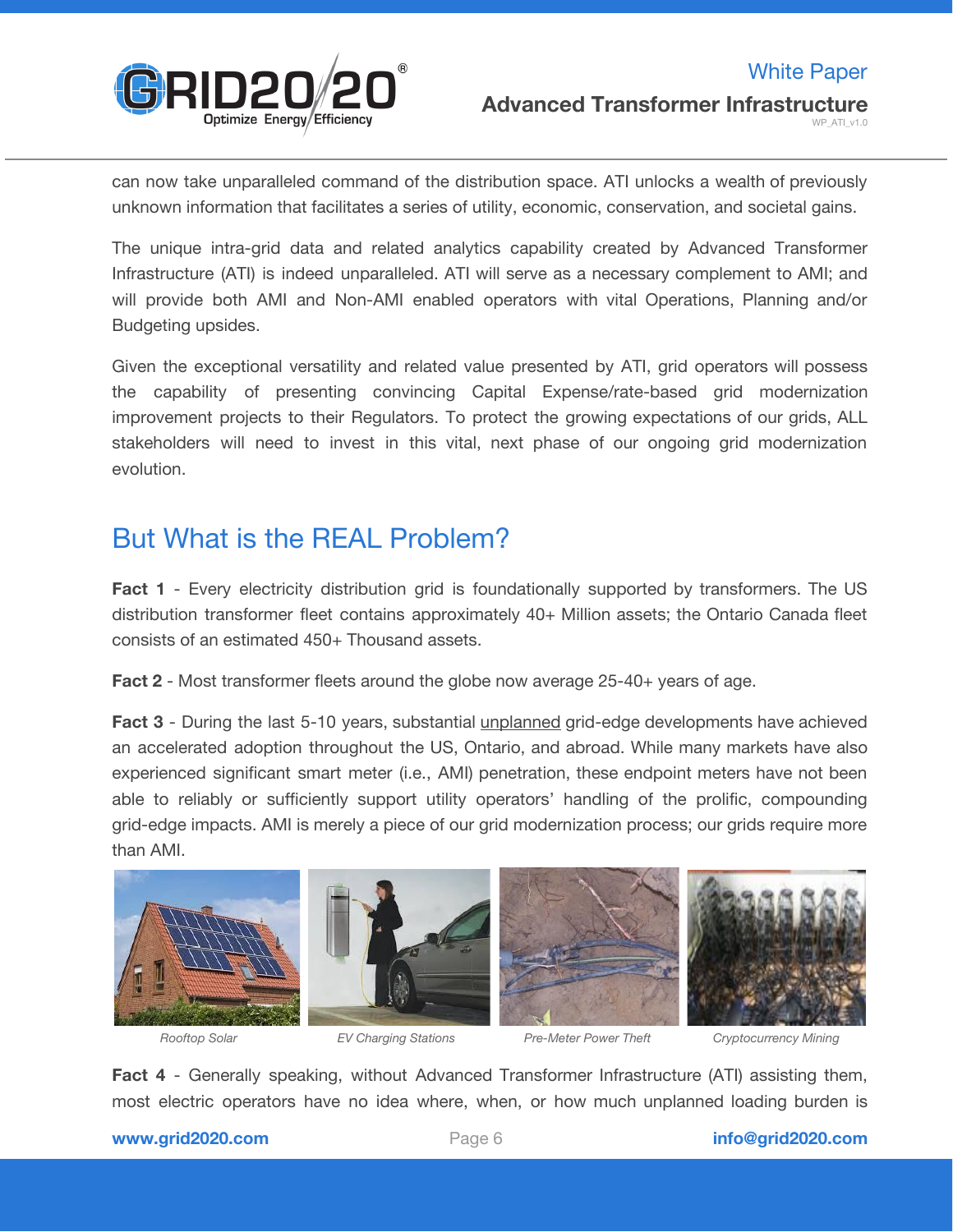can now take unparalleled command of the distribution space. ATI unlocks a wealth of previously unknown information that facilitates a series of utility, economic, conservation, and societal gains.

The unique intra-grid data and related analytics capability created by Advanced Transformer Infrastructure (ATI) is indeed unparalleled. ATI will serve as a necessary complement to AMI; and will provide both AMI and Non-AMI enabled operators with vital Operations, Planning and/or Budgeting upsides.

Given the exceptional versatility and related value presented by ATI, grid operators will possess the capability of presenting convincing Capital Expense/rate-based grid modernization improvement projects to their Regulators. To protect the growing expectations of our grids, ALL stakeholders will need to invest in this vital, next phase of our ongoing grid modernization evolution.

## But What is the REAL Problem?

**Fact 1** - Every electricity distribution grid is foundationally supported by transformers. The US distribution transformer fleet contains approximately 40+ Million assets; the Ontario Canada fleet consists of an estimated 450+ Thousand assets.

**Fact 2** - Most transformer fleets around the globe now average 25-40+ years of age.

**Fact 3** - During the last 5-10 years, substantial unplanned grid-edge developments have achieved an accelerated adoption throughout the US, Ontario, and abroad. While many markets have also experienced significant smart meter (i.e., AMI) penetration, these endpoint meters have not been able to reliably or sufficiently support utility operators' handling of the prolific, compounding grid-edge impacts. AMI is merely a piece of our grid modernization process; our grids require more than AMI.

*Rooftop Solar* *EV Charging Stations* *Pre-Meter Power Theft* *Cryptocurrency Mining*

**Fact 4** - Generally speaking, without Advanced Transformer Infrastructure (ATI) assisting them, most electric operators have no idea where, when, or how much unplanned loading burden is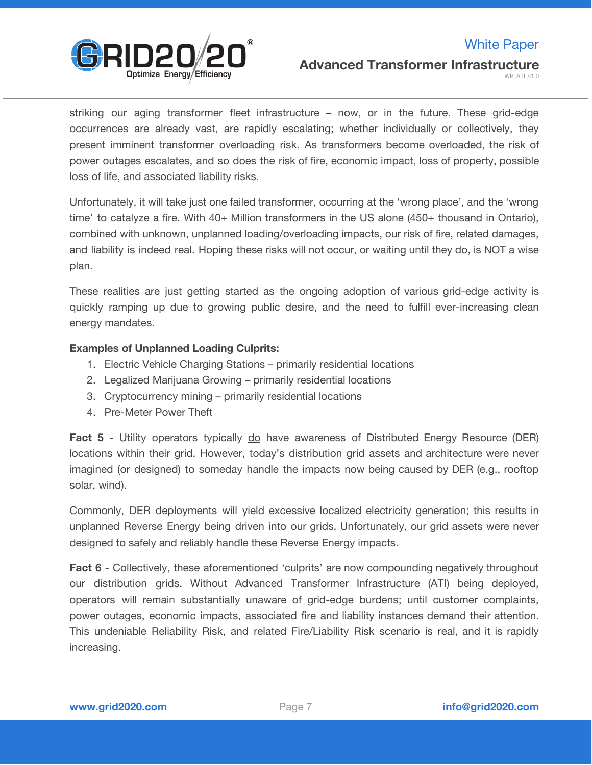striking our aging transformer fleet infrastructure – now, or in the future. These grid-edge occurrences are already vast, are rapidly escalating; whether individually or collectively, they present imminent transformer overloading risk. As transformers become overloaded, the risk of power outages escalates, and so does the risk of fire, economic impact, loss of property, possible loss of life, and associated liability risks.

Unfortunately, it will take just one failed transformer, occurring at the 'wrong place', and the 'wrong time' to catalyze a fire. With 40+ Million transformers in the US alone (450+ thousand in Ontario), combined with unknown, unplanned loading/overloading impacts, our risk of fire, related damages, and liability is indeed real. Hoping these risks will not occur, or waiting until they do, is NOT a wise plan.

These realities are just getting started as the ongoing adoption of various grid-edge activity is quickly ramping up due to growing public desire, and the need to fulfill ever-increasing clean energy mandates.

**Examples of Unplanned Loading Culprits:**

1. Electric Vehicle Charging Stations – primarily residential locations
2. Legalized Marijuana Growing – primarily residential locations
3. Cryptocurrency mining – primarily residential locations
4. Pre-Meter Power Theft

**Fact 5** - Utility operators typically <u>do</u> have awareness of Distributed Energy Resource (DER) locations within their grid. However, today's distribution grid assets and architecture were never imagined (or designed) to someday handle the impacts now being caused by DER (e.g., rooftop solar, wind).

Commonly, DER deployments will yield excessive localized electricity generation; this results in unplanned Reverse Energy being driven into our grids. Unfortunately, our grid assets were never designed to safely and reliably handle these Reverse Energy impacts.

**Fact 6** - Collectively, these aforementioned 'culprits' are now compounding negatively throughout our distribution grids. Without Advanced Transformer Infrastructure (ATI) being deployed, operators will remain substantially unaware of grid-edge burdens; until customer complaints, power outages, economic impacts, associated fire and liability instances demand their attention. This undeniable Reliability Risk, and related Fire/Liability Risk scenario is real, and it is rapidly increasing.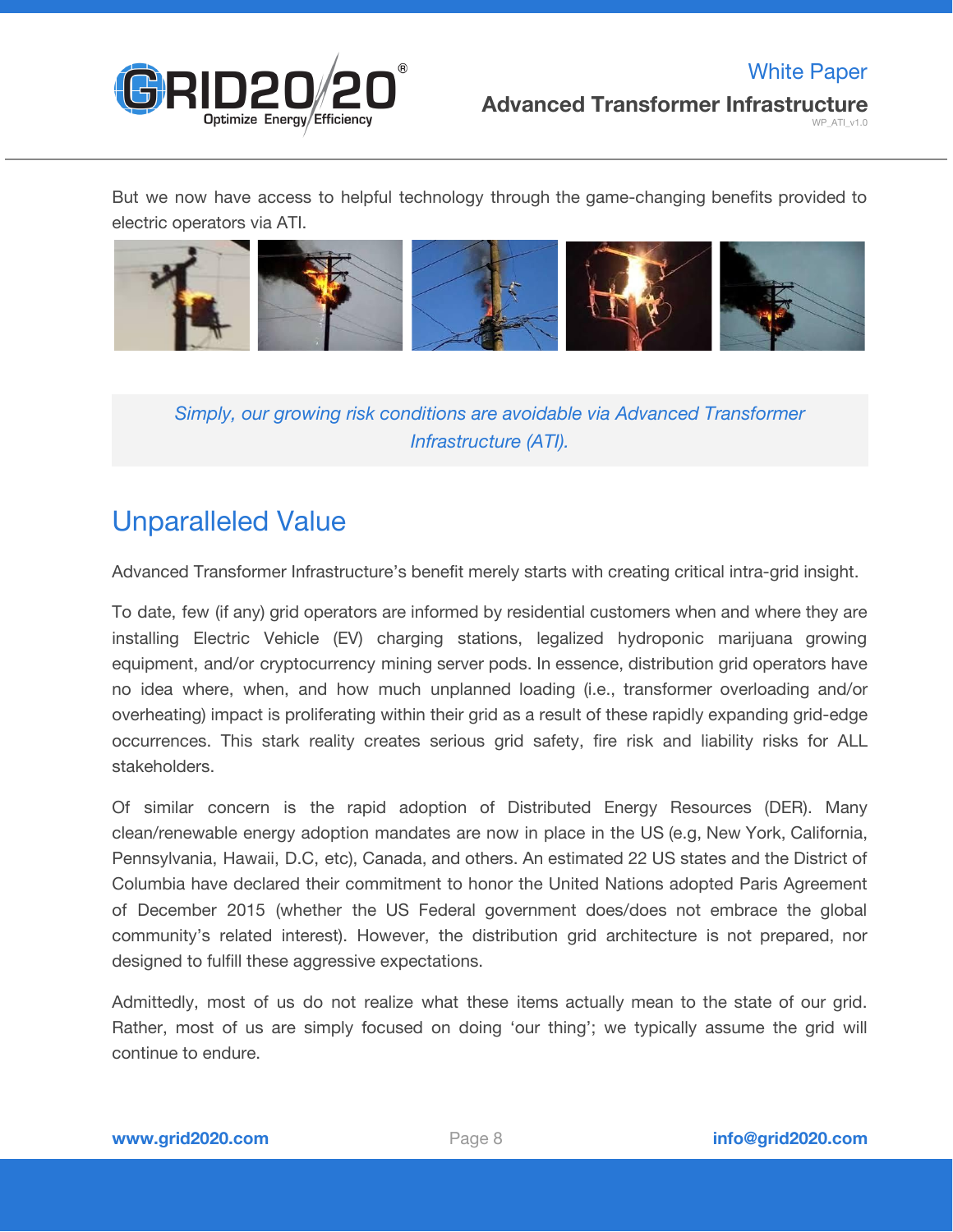But we now have access to helpful technology through the game-changing benefits provided to electric operators via ATI.

*Simply, our growing risk conditions are avoidable via Advanced Transformer Infrastructure (ATI).*

## Unparalleled Value

Advanced Transformer Infrastructure's benefit merely starts with creating critical intra-grid insight.

To date, few (if any) grid operators are informed by residential customers when and where they are installing Electric Vehicle (EV) charging stations, legalized hydroponic marijuana growing equipment, and/or cryptocurrency mining server pods. In essence, distribution grid operators have no idea where, when, and how much unplanned loading (i.e., transformer overloading and/or overheating) impact is proliferating within their grid as a result of these rapidly expanding grid-edge occurrences. This stark reality creates serious grid safety, fire risk and liability risks for ALL stakeholders.

Of similar concern is the rapid adoption of Distributed Energy Resources (DER). Many clean/renewable energy adoption mandates are now in place in the US (e.g, New York, California, Pennsylvania, Hawaii, D.C, etc), Canada, and others. An estimated 22 US states and the District of Columbia have declared their commitment to honor the United Nations adopted Paris Agreement of December 2015 (whether the US Federal government does/does not embrace the global community's related interest). However, the distribution grid architecture is not prepared, nor designed to fulfill these aggressive expectations.

Admittedly, most of us do not realize what these items actually mean to the state of our grid. Rather, most of us are simply focused on doing 'our thing'; we typically assume the grid will continue to endure.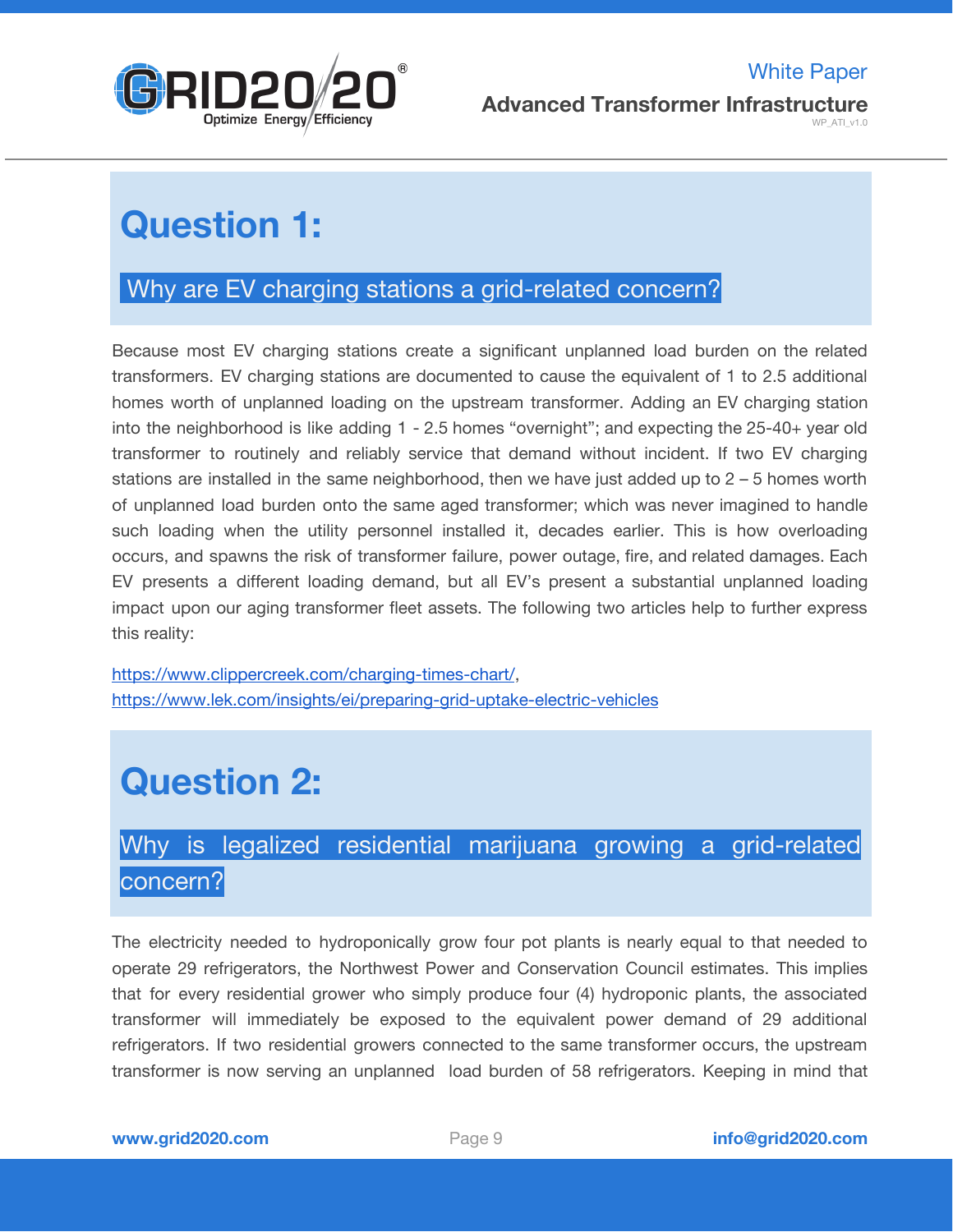## Question 1:

### Why are EV charging stations a grid-related concern?

Because most EV charging stations create a significant unplanned load burden on the related transformers. EV charging stations are documented to cause the equivalent of 1 to 2.5 additional homes worth of unplanned loading on the upstream transformer. Adding an EV charging station into the neighborhood is like adding 1 - 2.5 homes "overnight"; and expecting the 25-40+ year old transformer to routinely and reliably service that demand without incident. If two EV charging stations are installed in the same neighborhood, then we have just added up to 2 – 5 homes worth of unplanned load burden onto the same aged transformer; which was never imagined to handle such loading when the utility personnel installed it, decades earlier. This is how overloading occurs, and spawns the risk of transformer failure, power outage, fire, and related damages. Each EV presents a different loading demand, but all EV's present a substantial unplanned loading impact upon our aging transformer fleet assets. The following two articles help to further express this reality:

https://www.clippercreek.com/charging-times-chart/,
https://www.lek.com/insights/ei/preparing-grid-uptake-electric-vehicles

## Question 2:

### Why is legalized residential marijuana growing a grid-related concern?

The electricity needed to hydroponically grow four pot plants is nearly equal to that needed to operate 29 refrigerators, the Northwest Power and Conservation Council estimates. This implies that for every residential grower who simply produce four (4) hydroponic plants, the associated transformer will immediately be exposed to the equivalent power demand of 29 additional refrigerators. If two residential growers connected to the same transformer occurs, the upstream transformer is now serving an unplanned load burden of 58 refrigerators. Keeping in mind that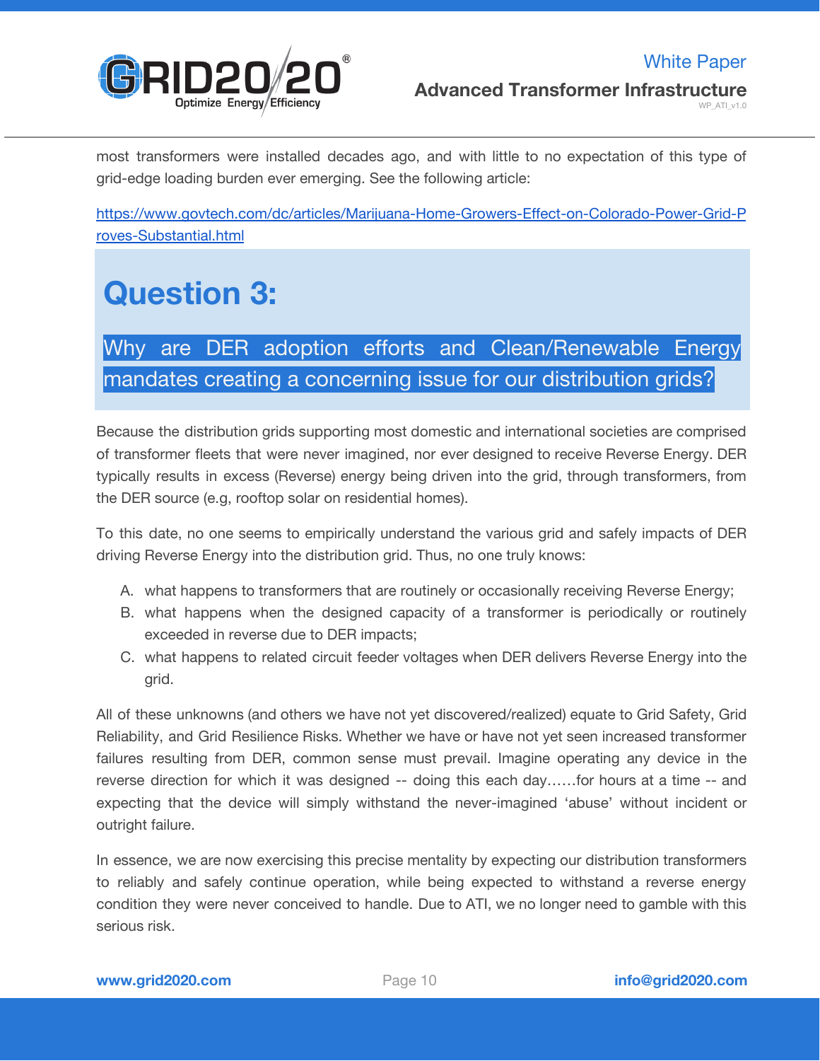most transformers were installed decades ago, and with little to no expectation of this type of grid-edge loading burden ever emerging. See the following article:

https://www.govtech.com/dc/articles/Marijuana-Home-Growers-Effect-on-Colorado-Power-Grid-Proves-Substantial.html

# Question 3:

## Why are DER adoption efforts and Clean/Renewable Energy mandates creating a concerning issue for our distribution grids?

Because the distribution grids supporting most domestic and international societies are comprised of transformer fleets that were never imagined, nor ever designed to receive Reverse Energy. DER typically results in excess (Reverse) energy being driven into the grid, through transformers, from the DER source (e.g, rooftop solar on residential homes).

To this date, no one seems to empirically understand the various grid and safely impacts of DER driving Reverse Energy into the distribution grid. Thus, no one truly knows:

A. what happens to transformers that are routinely or occasionally receiving Reverse Energy;
B. what happens when the designed capacity of a transformer is periodically or routinely exceeded in reverse due to DER impacts;
C. what happens to related circuit feeder voltages when DER delivers Reverse Energy into the grid.

All of these unknowns (and others we have not yet discovered/realized) equate to Grid Safety, Grid Reliability, and Grid Resilience Risks. Whether we have or have not yet seen increased transformer failures resulting from DER, common sense must prevail. Imagine operating any device in the reverse direction for which it was designed -- doing this each day……for hours at a time -- and expecting that the device will simply withstand the never-imagined 'abuse' without incident or outright failure.

In essence, we are now exercising this precise mentality by expecting our distribution transformers to reliably and safely continue operation, while being expected to withstand a reverse energy condition they were never conceived to handle. Due to ATI, we no longer need to gamble with this serious risk.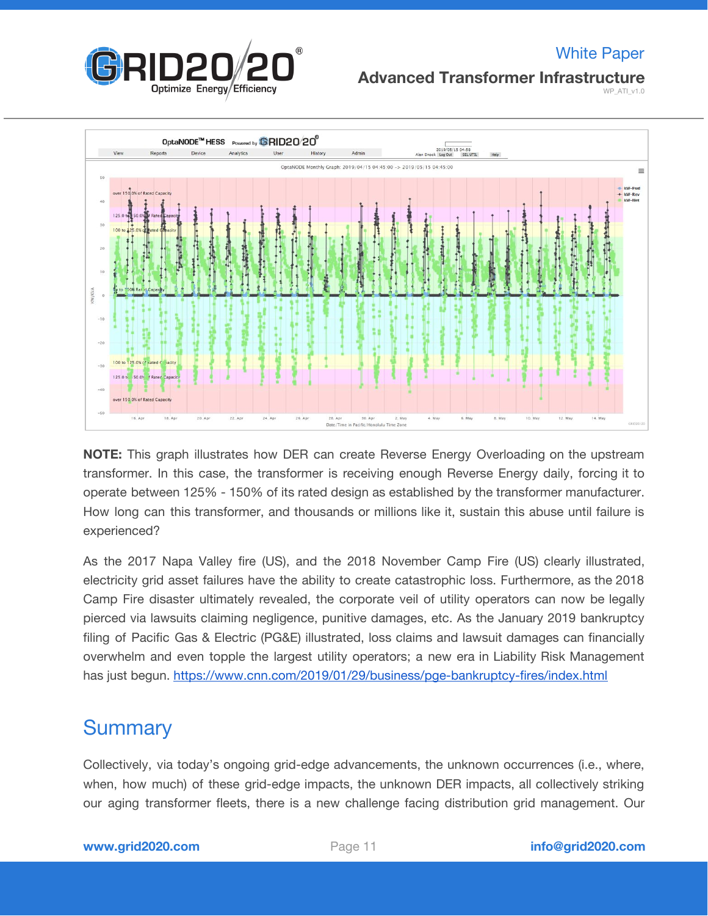**NOTE:** This graph illustrates how DER can create Reverse Energy Overloading on the upstream transformer. In this case, the transformer is receiving enough Reverse Energy daily, forcing it to operate between 125% - 150% of its rated design as established by the transformer manufacturer. How long can this transformer, and thousands or millions like it, sustain this abuse until failure is experienced?

As the 2017 Napa Valley fire (US), and the 2018 November Camp Fire (US) clearly illustrated, electricity grid asset failures have the ability to create catastrophic loss. Furthermore, as the 2018 Camp Fire disaster ultimately revealed, the corporate veil of utility operators can now be legally pierced via lawsuits claiming negligence, punitive damages, etc. As the January 2019 bankruptcy filing of Pacific Gas & Electric (PG&E) illustrated, loss claims and lawsuit damages can financially overwhelm and even topple the largest utility operators; a new era in Liability Risk Management has just begun. https://www.cnn.com/2019/01/29/business/pge-bankruptcy-fires/index.html

## Summary

Collectively, via today's ongoing grid-edge advancements, the unknown occurrences (i.e., where, when, how much) of these grid-edge impacts, the unknown DER impacts, all collectively striking our aging transformer fleets, there is a new challenge facing distribution grid management. Our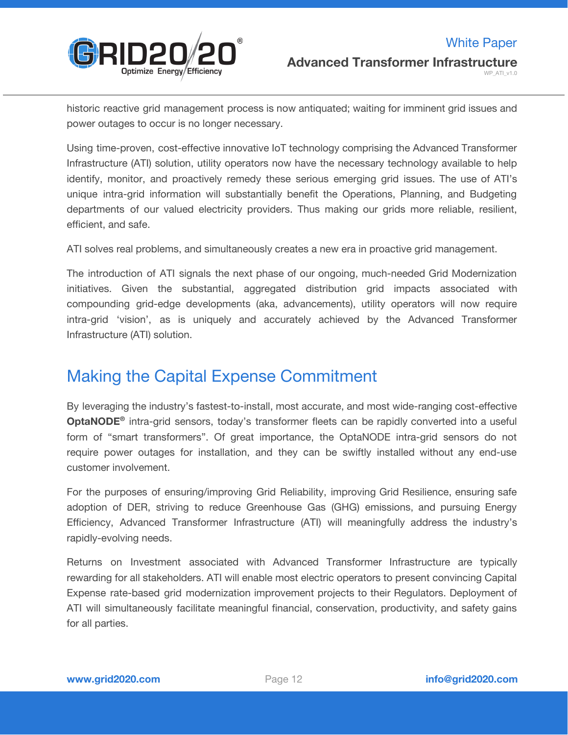historic reactive grid management process is now antiquated; waiting for imminent grid issues and power outages to occur is no longer necessary.

Using time-proven, cost-effective innovative IoT technology comprising the Advanced Transformer Infrastructure (ATI) solution, utility operators now have the necessary technology available to help identify, monitor, and proactively remedy these serious emerging grid issues. The use of ATI's unique intra-grid information will substantially benefit the Operations, Planning, and Budgeting departments of our valued electricity providers. Thus making our grids more reliable, resilient, efficient, and safe.

ATI solves real problems, and simultaneously creates a new era in proactive grid management.

The introduction of ATI signals the next phase of our ongoing, much-needed Grid Modernization initiatives. Given the substantial, aggregated distribution grid impacts associated with compounding grid-edge developments (aka, advancements), utility operators will now require intra-grid 'vision', as is uniquely and accurately achieved by the Advanced Transformer Infrastructure (ATI) solution.

## Making the Capital Expense Commitment

By leveraging the industry's fastest-to-install, most accurate, and most wide-ranging cost-effective **OptaNODE®** intra-grid sensors, today's transformer fleets can be rapidly converted into a useful form of "smart transformers". Of great importance, the OptaNODE intra-grid sensors do not require power outages for installation, and they can be swiftly installed without any end-use customer involvement.

For the purposes of ensuring/improving Grid Reliability, improving Grid Resilience, ensuring safe adoption of DER, striving to reduce Greenhouse Gas (GHG) emissions, and pursuing Energy Efficiency, Advanced Transformer Infrastructure (ATI) will meaningfully address the industry's rapidly-evolving needs.

Returns on Investment associated with Advanced Transformer Infrastructure are typically rewarding for all stakeholders. ATI will enable most electric operators to present convincing Capital Expense rate-based grid modernization improvement projects to their Regulators. Deployment of ATI will simultaneously facilitate meaningful financial, conservation, productivity, and safety gains for all parties.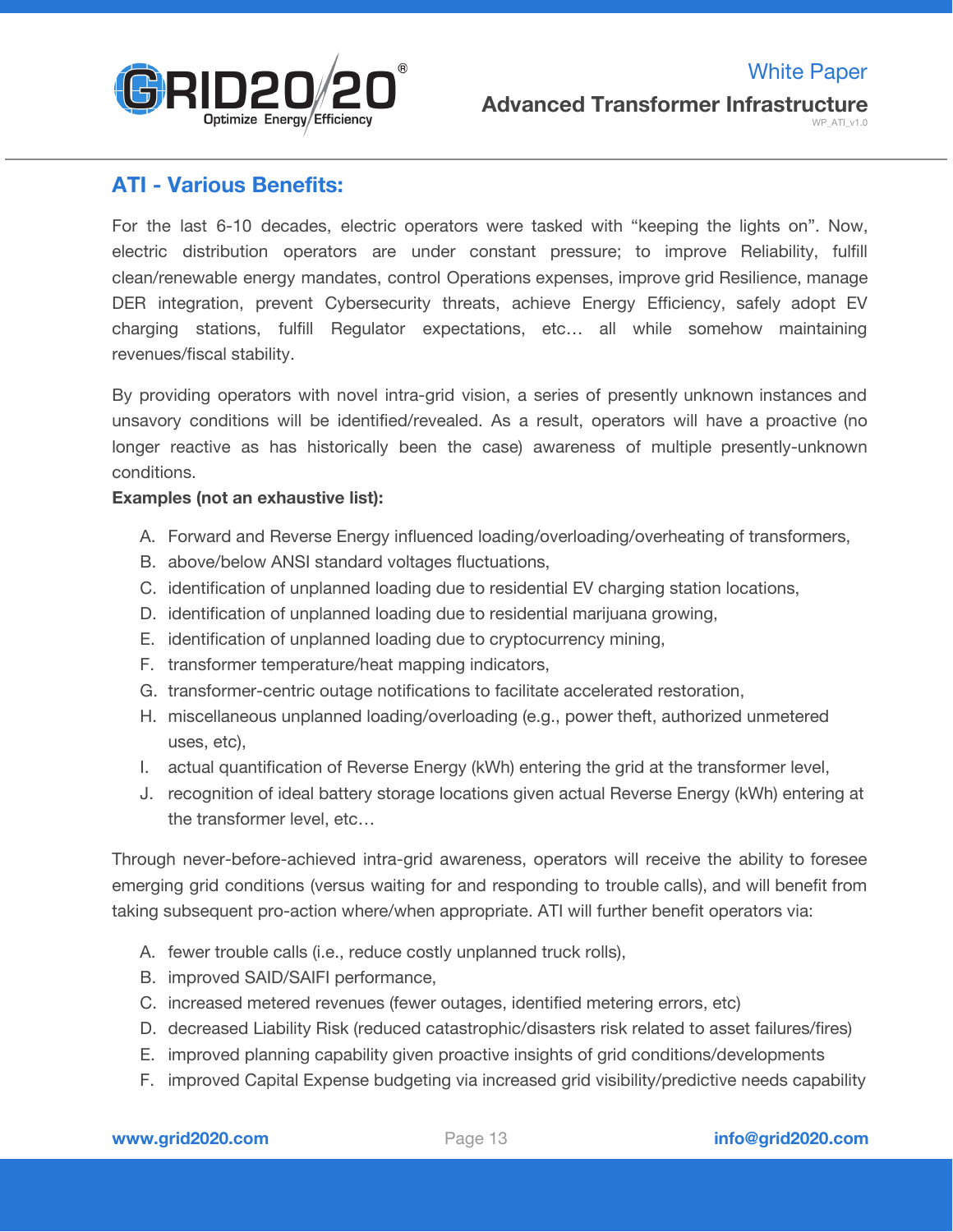## ATI - Various Benefits:

For the last 6-10 decades, electric operators were tasked with "keeping the lights on". Now, electric distribution operators are under constant pressure; to improve Reliability, fulfill clean/renewable energy mandates, control Operations expenses, improve grid Resilience, manage DER integration, prevent Cybersecurity threats, achieve Energy Efficiency, safely adopt EV charging stations, fulfill Regulator expectations, etc… all while somehow maintaining revenues/fiscal stability.

By providing operators with novel intra-grid vision, a series of presently unknown instances and unsavory conditions will be identified/revealed. As a result, operators will have a proactive (no longer reactive as has historically been the case) awareness of multiple presently-unknown conditions.

**Examples (not an exhaustive list):**

A. Forward and Reverse Energy influenced loading/overloading/overheating of transformers,
B. above/below ANSI standard voltages fluctuations,
C. identification of unplanned loading due to residential EV charging station locations,
D. identification of unplanned loading due to residential marijuana growing,
E. identification of unplanned loading due to cryptocurrency mining,
F. transformer temperature/heat mapping indicators,
G. transformer-centric outage notifications to facilitate accelerated restoration,
H. miscellaneous unplanned loading/overloading (e.g., power theft, authorized unmetered uses, etc),
I. actual quantification of Reverse Energy (kWh) entering the grid at the transformer level,
J. recognition of ideal battery storage locations given actual Reverse Energy (kWh) entering at the transformer level, etc…

Through never-before-achieved intra-grid awareness, operators will receive the ability to foresee emerging grid conditions (versus waiting for and responding to trouble calls), and will benefit from taking subsequent pro-action where/when appropriate. ATI will further benefit operators via:

A. fewer trouble calls (i.e., reduce costly unplanned truck rolls),
B. improved SAID/SAIFI performance,
C. increased metered revenues (fewer outages, identified metering errors, etc)
D. decreased Liability Risk (reduced catastrophic/disasters risk related to asset failures/fires)
E. improved planning capability given proactive insights of grid conditions/developments
F. improved Capital Expense budgeting via increased grid visibility/predictive needs capability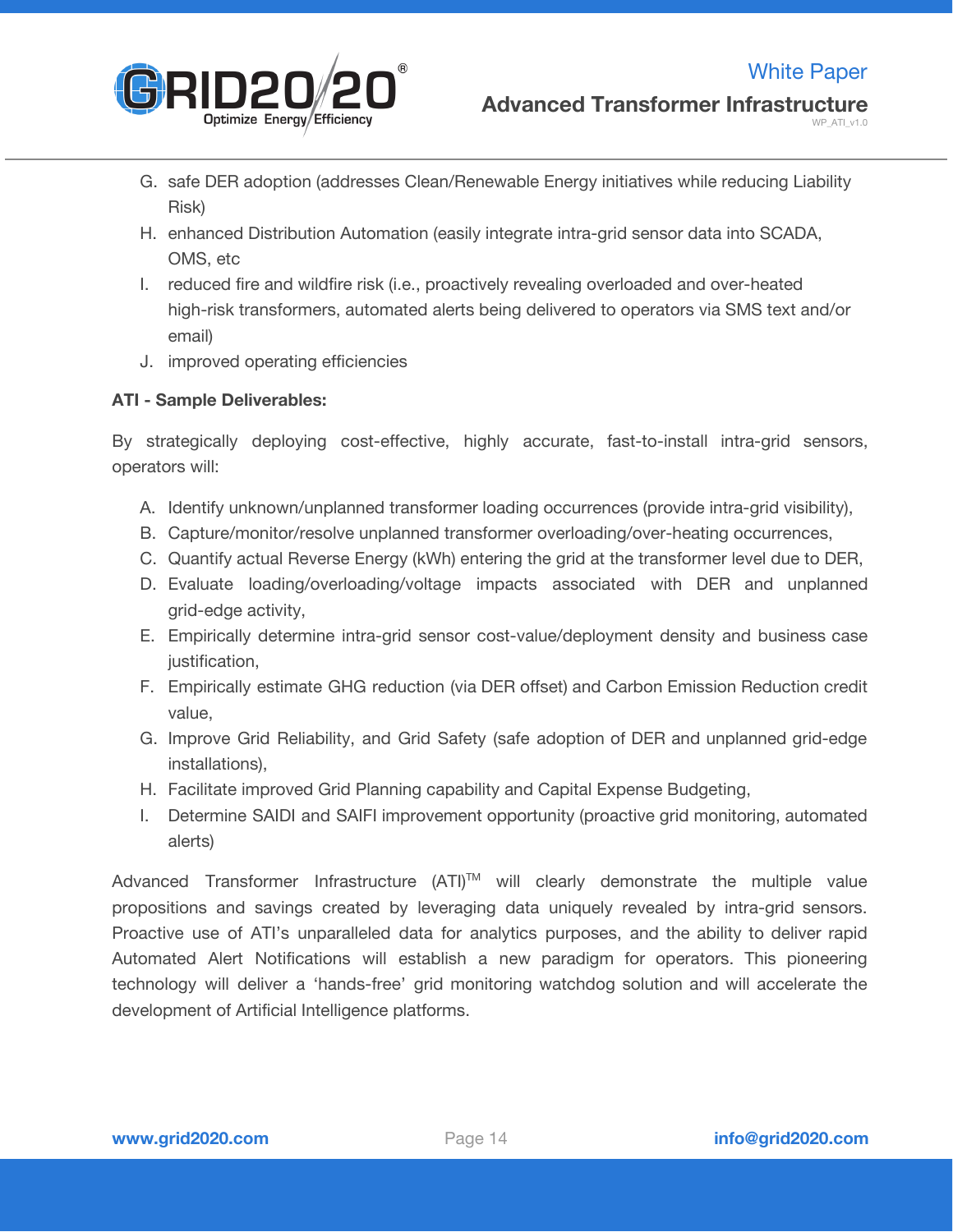G. safe DER adoption (addresses Clean/Renewable Energy initiatives while reducing Liability Risk)
H. enhanced Distribution Automation (easily integrate intra-grid sensor data into SCADA, OMS, etc
I. reduced fire and wildfire risk (i.e., proactively revealing overloaded and over-heated high-risk transformers, automated alerts being delivered to operators via SMS text and/or email)
J. improved operating efficiencies

**ATI - Sample Deliverables:**

By strategically deploying cost-effective, highly accurate, fast-to-install intra-grid sensors, operators will:

A. Identify unknown/unplanned transformer loading occurrences (provide intra-grid visibility),
B. Capture/monitor/resolve unplanned transformer overloading/over-heating occurrences,
C. Quantify actual Reverse Energy (kWh) entering the grid at the transformer level due to DER,
D. Evaluate loading/overloading/voltage impacts associated with DER and unplanned grid-edge activity,
E. Empirically determine intra-grid sensor cost-value/deployment density and business case justification,
F. Empirically estimate GHG reduction (via DER offset) and Carbon Emission Reduction credit value,
G. Improve Grid Reliability, and Grid Safety (safe adoption of DER and unplanned grid-edge installations),
H. Facilitate improved Grid Planning capability and Capital Expense Budgeting,
I. Determine SAIDI and SAIFI improvement opportunity (proactive grid monitoring, automated alerts)

Advanced Transformer Infrastructure (ATI)™ will clearly demonstrate the multiple value propositions and savings created by leveraging data uniquely revealed by intra-grid sensors. Proactive use of ATI's unparalleled data for analytics purposes, and the ability to deliver rapid Automated Alert Notifications will establish a new paradigm for operators. This pioneering technology will deliver a 'hands-free' grid monitoring watchdog solution and will accelerate the development of Artificial Intelligence platforms.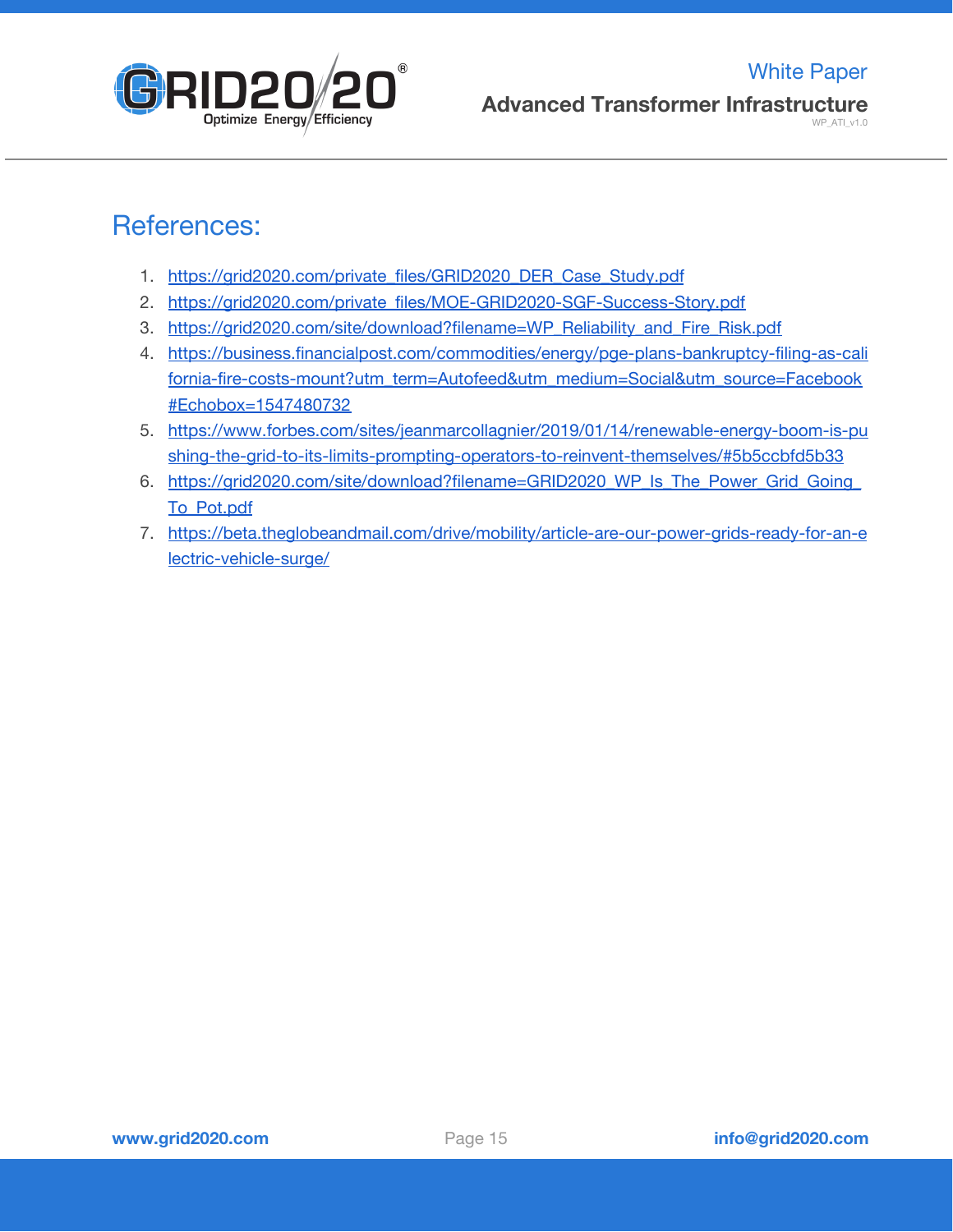## References:

1. https://grid2020.com/private_files/GRID2020_DER_Case_Study.pdf
2. https://grid2020.com/private_files/MOE-GRID2020-SGF-Success-Story.pdf
3. https://grid2020.com/site/download?filename=WP_Reliability_and_Fire_Risk.pdf
4. https://business.financialpost.com/commodities/energy/pge-plans-bankruptcy-filing-as-california-fire-costs-mount?utm_term=Autofeed&utm_medium=Social&utm_source=Facebook#Echobox=1547480732
5. https://www.forbes.com/sites/jeanmarcollagnier/2019/01/14/renewable-energy-boom-is-pushing-the-grid-to-its-limits-prompting-operators-to-reinvent-themselves/#5b5ccbfd5b33
6. https://grid2020.com/site/download?filename=GRID2020_WP_Is_The_Power_Grid_Going_To_Pot.pdf
7. https://beta.theglobeandmail.com/drive/mobility/article-are-our-power-grids-ready-for-an-electric-vehicle-surge/